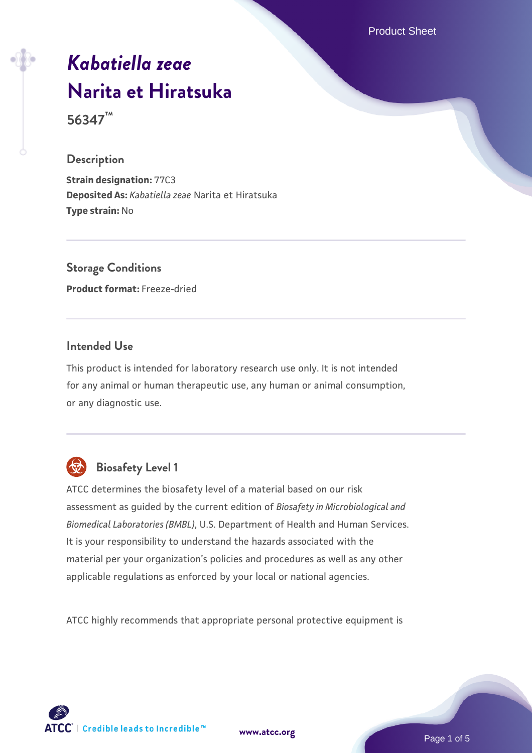# *Kabatiella zeae* Narita et Hiratsuka

**56347™**

## Description

**Strain designation:** 77C3
**Deposited As:** *Kabatiella zeae* Narita et Hiratsuka
**Type strain:** No

## Storage Conditions

**Product format:** Freeze-dried

## Intended Use

This product is intended for laboratory research use only. It is not intended for any animal or human therapeutic use, any human or animal consumption, or any diagnostic use.

## Biosafety Level 1

ATCC determines the biosafety level of a material based on our risk assessment as guided by the current edition of *Biosafety in Microbiological and Biomedical Laboratories (BMBL)*, U.S. Department of Health and Human Services. It is your responsibility to understand the hazards associated with the material per your organization's policies and procedures as well as any other applicable regulations as enforced by your local or national agencies.

ATCC highly recommends that appropriate personal protective equipment is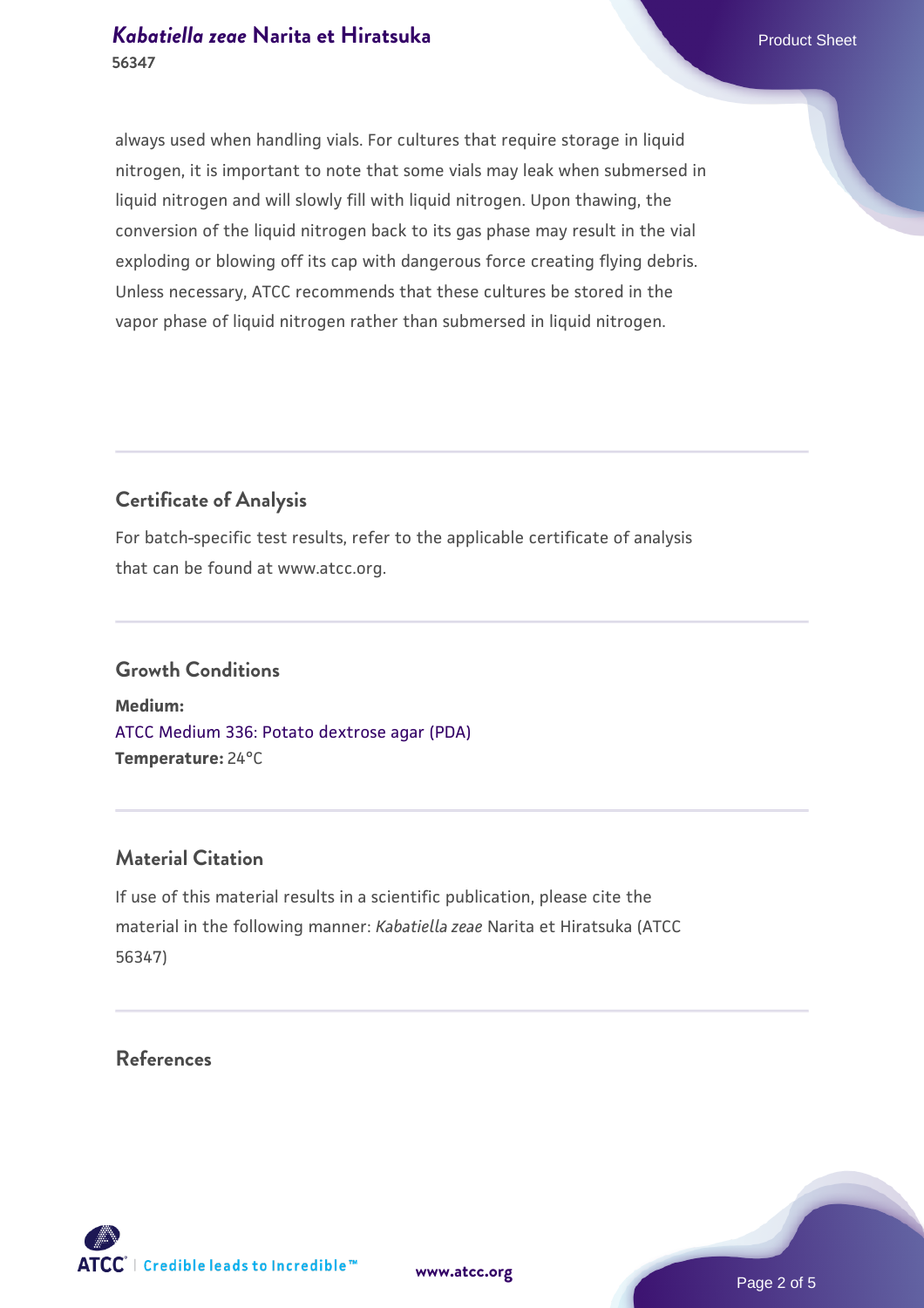always used when handling vials. For cultures that require storage in liquid nitrogen, it is important to note that some vials may leak when submersed in liquid nitrogen and will slowly fill with liquid nitrogen. Upon thawing, the conversion of the liquid nitrogen back to its gas phase may result in the vial exploding or blowing off its cap with dangerous force creating flying debris. Unless necessary, ATCC recommends that these cultures be stored in the vapor phase of liquid nitrogen rather than submersed in liquid nitrogen.

## Certificate of Analysis

For batch-specific test results, refer to the applicable certificate of analysis that can be found at www.atcc.org.

## Growth Conditions

**Medium:**
ATCC Medium 336: Potato dextrose agar (PDA)
**Temperature:** 24°C

## Material Citation

If use of this material results in a scientific publication, please cite the material in the following manner: *Kabatiella zeae* Narita et Hiratsuka (ATCC 56347)

## References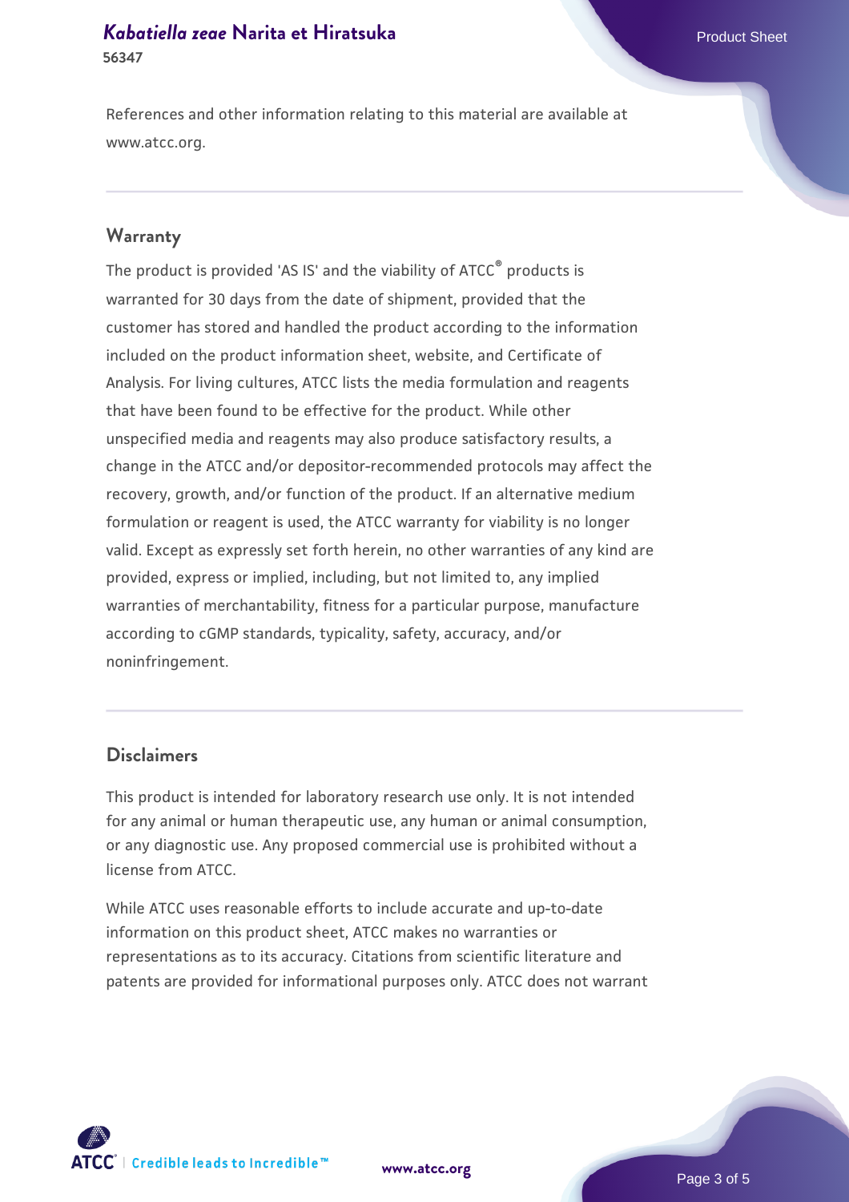References and other information relating to this material are available at www.atcc.org.

## Warranty

The product is provided 'AS IS' and the viability of ATCC® products is warranted for 30 days from the date of shipment, provided that the customer has stored and handled the product according to the information included on the product information sheet, website, and Certificate of Analysis. For living cultures, ATCC lists the media formulation and reagents that have been found to be effective for the product. While other unspecified media and reagents may also produce satisfactory results, a change in the ATCC and/or depositor-recommended protocols may affect the recovery, growth, and/or function of the product. If an alternative medium formulation or reagent is used, the ATCC warranty for viability is no longer valid. Except as expressly set forth herein, no other warranties of any kind are provided, express or implied, including, but not limited to, any implied warranties of merchantability, fitness for a particular purpose, manufacture according to cGMP standards, typicality, safety, accuracy, and/or noninfringement.

## Disclaimers

This product is intended for laboratory research use only. It is not intended for any animal or human therapeutic use, any human or animal consumption, or any diagnostic use. Any proposed commercial use is prohibited without a license from ATCC.

While ATCC uses reasonable efforts to include accurate and up-to-date information on this product sheet, ATCC makes no warranties or representations as to its accuracy. Citations from scientific literature and patents are provided for informational purposes only. ATCC does not warrant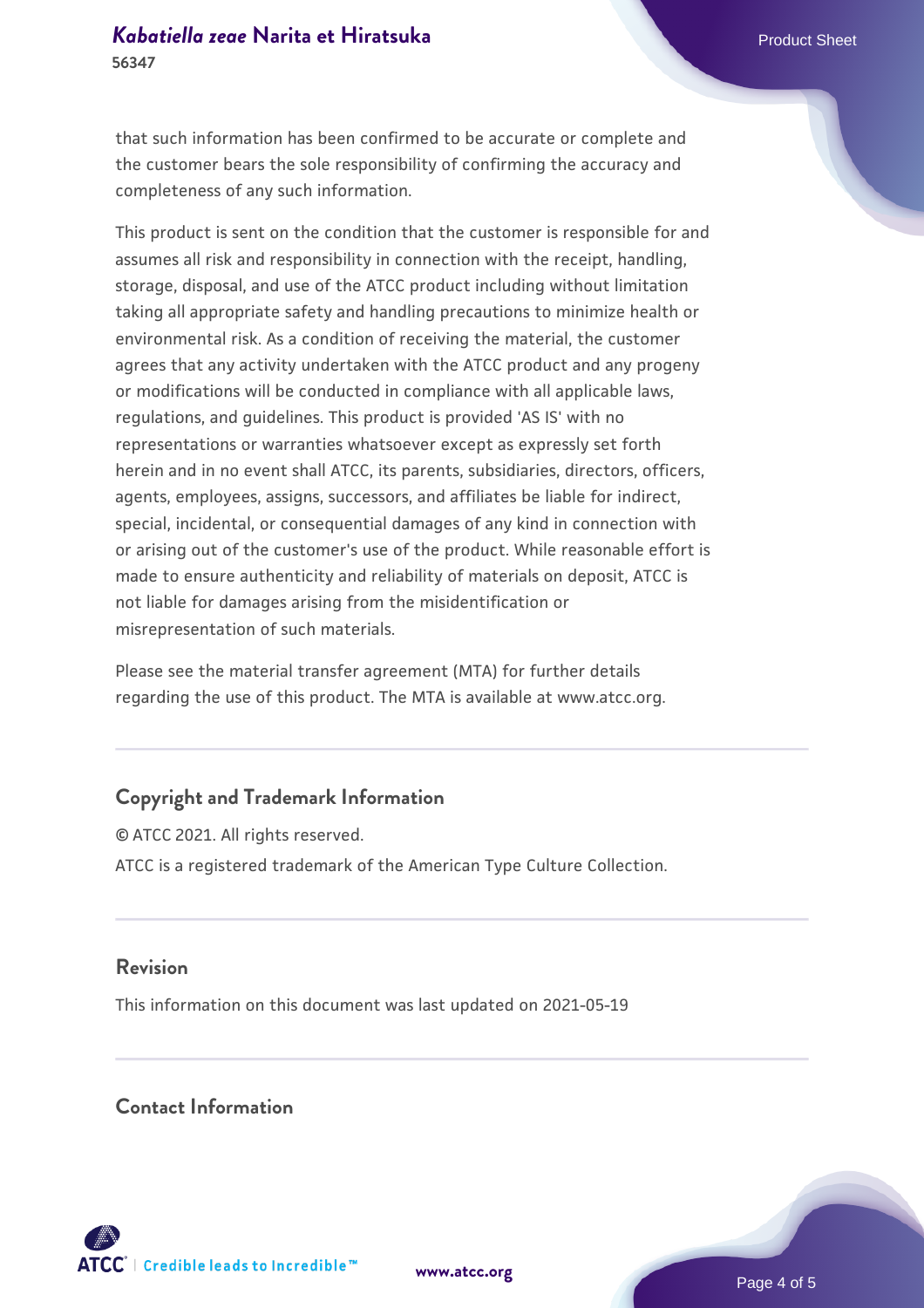that such information has been confirmed to be accurate or complete and the customer bears the sole responsibility of confirming the accuracy and completeness of any such information.

This product is sent on the condition that the customer is responsible for and assumes all risk and responsibility in connection with the receipt, handling, storage, disposal, and use of the ATCC product including without limitation taking all appropriate safety and handling precautions to minimize health or environmental risk. As a condition of receiving the material, the customer agrees that any activity undertaken with the ATCC product and any progeny or modifications will be conducted in compliance with all applicable laws, regulations, and guidelines. This product is provided 'AS IS' with no representations or warranties whatsoever except as expressly set forth herein and in no event shall ATCC, its parents, subsidiaries, directors, officers, agents, employees, assigns, successors, and affiliates be liable for indirect, special, incidental, or consequential damages of any kind in connection with or arising out of the customer's use of the product. While reasonable effort is made to ensure authenticity and reliability of materials on deposit, ATCC is not liable for damages arising from the misidentification or misrepresentation of such materials.

Please see the material transfer agreement (MTA) for further details regarding the use of this product. The MTA is available at www.atcc.org.

## Copyright and Trademark Information

© ATCC 2021. All rights reserved.

ATCC is a registered trademark of the American Type Culture Collection.

## Revision

This information on this document was last updated on 2021-05-19

## Contact Information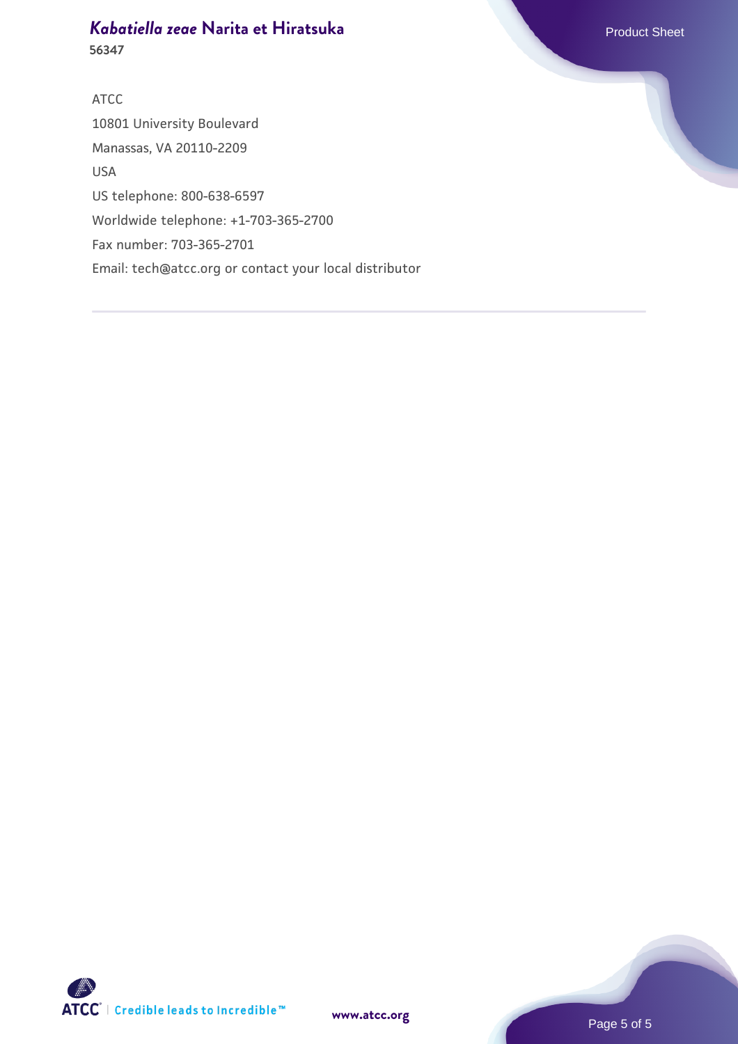ATCC

10801 University Boulevard

Manassas, VA 20110-2209

USA

US telephone: 800-638-6597

Worldwide telephone: +1-703-365-2700

Fax number: 703-365-2701

Email: tech@atcc.org or contact your local distributor